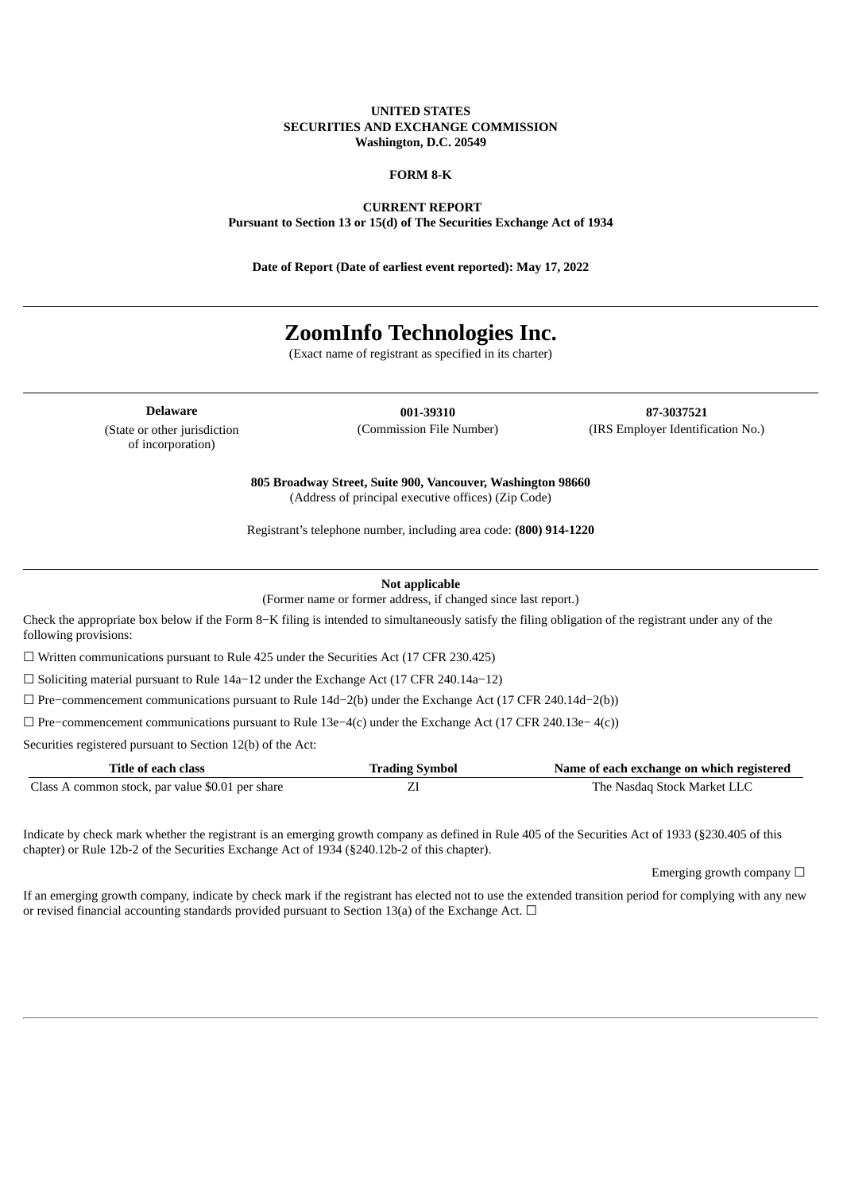**UNITED STATES**
**SECURITIES AND EXCHANGE COMMISSION**
**Washington, D.C. 20549**

**FORM 8-K**

**CURRENT REPORT**
**Pursuant to Section 13 or 15(d) of The Securities Exchange Act of 1934**

**Date of Report (Date of earliest event reported): May 17, 2022**

---

# ZoomInfo Technologies Inc.

(Exact name of registrant as specified in its charter)

---

| **Delaware** | **001-39310** | **87-3037521** |
|---|---|---|
| (State or other jurisdiction of incorporation) | (Commission File Number) | (IRS Employer Identification No.) |

**805 Broadway Street, Suite 900, Vancouver, Washington 98660**
(Address of principal executive offices) (Zip Code)

Registrant's telephone number, including area code: **(800) 914-1220**

---

**Not applicable**
(Former name or former address, if changed since last report.)

Check the appropriate box below if the Form 8−K filing is intended to simultaneously satisfy the filing obligation of the registrant under any of the following provisions:

☐ Written communications pursuant to Rule 425 under the Securities Act (17 CFR 230.425)

☐ Soliciting material pursuant to Rule 14a−12 under the Exchange Act (17 CFR 240.14a−12)

☐ Pre−commencement communications pursuant to Rule 14d−2(b) under the Exchange Act (17 CFR 240.14d−2(b))

☐ Pre−commencement communications pursuant to Rule 13e−4(c) under the Exchange Act (17 CFR 240.13e− 4(c))

Securities registered pursuant to Section 12(b) of the Act:

| Title of each class | Trading Symbol | Name of each exchange on which registered |
|---|---|---|
| Class A common stock, par value $0.01 per share | ZI | The Nasdaq Stock Market LLC |

Indicate by check mark whether the registrant is an emerging growth company as defined in Rule 405 of the Securities Act of 1933 (§230.405 of this chapter) or Rule 12b-2 of the Securities Exchange Act of 1934 (§240.12b-2 of this chapter).

Emerging growth company ☐

If an emerging growth company, indicate by check mark if the registrant has elected not to use the extended transition period for complying with any new or revised financial accounting standards provided pursuant to Section 13(a) of the Exchange Act. ☐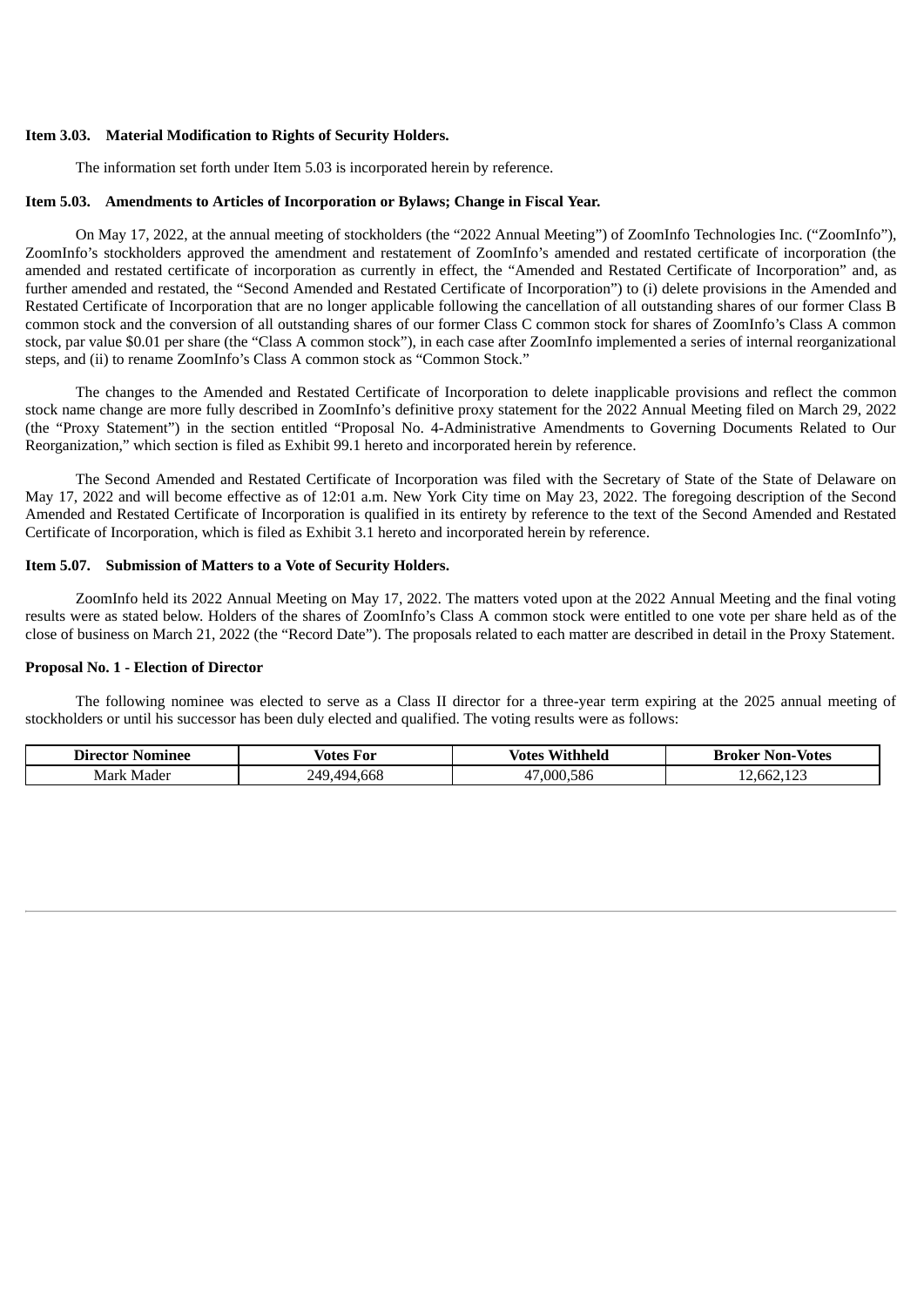**Item 3.03. Material Modification to Rights of Security Holders.**

The information set forth under Item 5.03 is incorporated herein by reference.

**Item 5.03. Amendments to Articles of Incorporation or Bylaws; Change in Fiscal Year.**

On May 17, 2022, at the annual meeting of stockholders (the "2022 Annual Meeting") of ZoomInfo Technologies Inc. ("ZoomInfo"), ZoomInfo's stockholders approved the amendment and restatement of ZoomInfo's amended and restated certificate of incorporation (the amended and restated certificate of incorporation as currently in effect, the "Amended and Restated Certificate of Incorporation" and, as further amended and restated, the "Second Amended and Restated Certificate of Incorporation") to (i) delete provisions in the Amended and Restated Certificate of Incorporation that are no longer applicable following the cancellation of all outstanding shares of our former Class B common stock and the conversion of all outstanding shares of our former Class C common stock for shares of ZoomInfo's Class A common stock, par value $0.01 per share (the "Class A common stock"), in each case after ZoomInfo implemented a series of internal reorganizational steps, and (ii) to rename ZoomInfo's Class A common stock as "Common Stock."

The changes to the Amended and Restated Certificate of Incorporation to delete inapplicable provisions and reflect the common stock name change are more fully described in ZoomInfo's definitive proxy statement for the 2022 Annual Meeting filed on March 29, 2022 (the "Proxy Statement") in the section entitled "Proposal No. 4-Administrative Amendments to Governing Documents Related to Our Reorganization," which section is filed as Exhibit 99.1 hereto and incorporated herein by reference.

The Second Amended and Restated Certificate of Incorporation was filed with the Secretary of State of the State of Delaware on May 17, 2022 and will become effective as of 12:01 a.m. New York City time on May 23, 2022. The foregoing description of the Second Amended and Restated Certificate of Incorporation is qualified in its entirety by reference to the text of the Second Amended and Restated Certificate of Incorporation, which is filed as Exhibit 3.1 hereto and incorporated herein by reference.

**Item 5.07. Submission of Matters to a Vote of Security Holders.**

ZoomInfo held its 2022 Annual Meeting on May 17, 2022. The matters voted upon at the 2022 Annual Meeting and the final voting results were as stated below. Holders of the shares of ZoomInfo's Class A common stock were entitled to one vote per share held as of the close of business on March 21, 2022 (the "Record Date"). The proposals related to each matter are described in detail in the Proxy Statement.

**Proposal No. 1 - Election of Director**

The following nominee was elected to serve as a Class II director for a three-year term expiring at the 2025 annual meeting of stockholders or until his successor has been duly elected and qualified. The voting results were as follows:

| Director Nominee | Votes For | Votes Withheld | Broker Non-Votes |
|---|---|---|---|
| Mark Mader | 249,494,668 | 47,000,586 | 12,662,123 |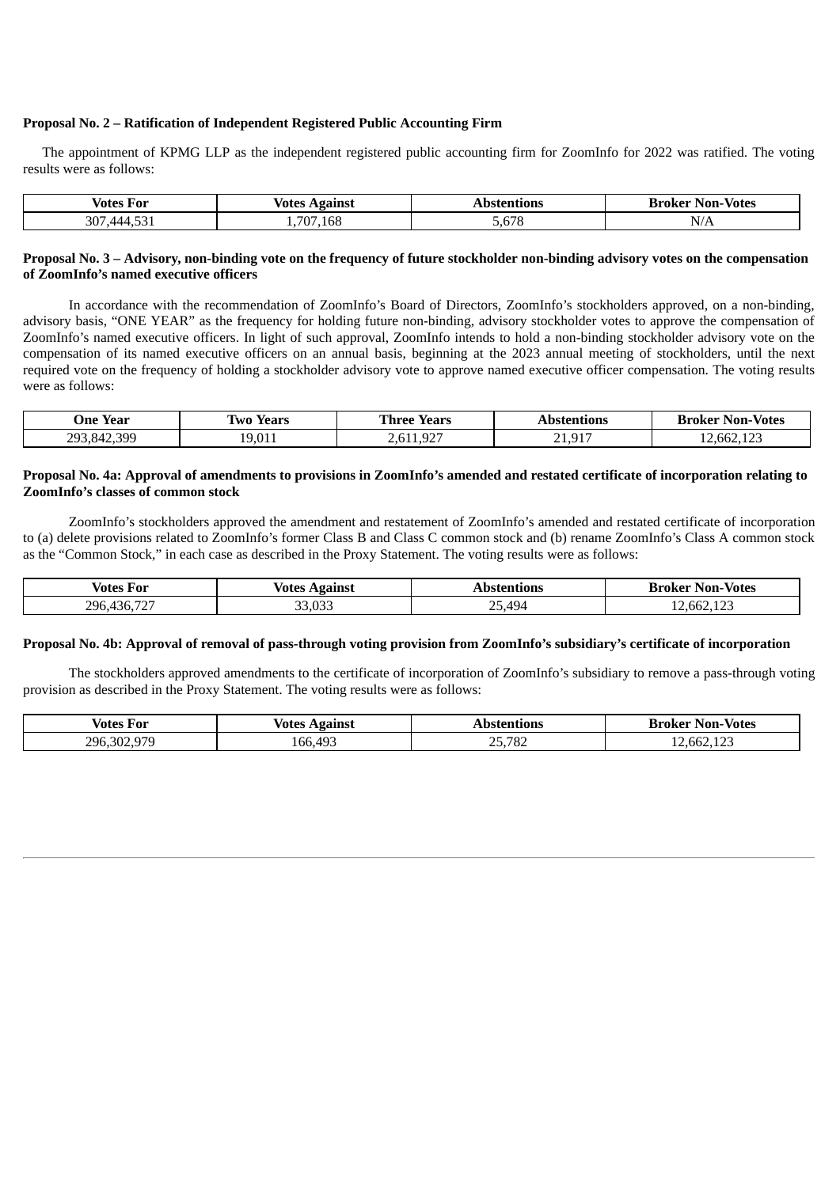**Proposal No. 2 – Ratification of Independent Registered Public Accounting Firm**

The appointment of KPMG LLP as the independent registered public accounting firm for ZoomInfo for 2022 was ratified. The voting results were as follows:

| Votes For | Votes Against | Abstentions | Broker Non-Votes |
|---|---|---|---|
| 307,444,531 | 1,707,168 | 5,678 | N/A |

**Proposal No. 3 – Advisory, non-binding vote on the frequency of future stockholder non-binding advisory votes on the compensation of ZoomInfo's named executive officers**

In accordance with the recommendation of ZoomInfo's Board of Directors, ZoomInfo's stockholders approved, on a non-binding, advisory basis, "ONE YEAR" as the frequency for holding future non-binding, advisory stockholder votes to approve the compensation of ZoomInfo's named executive officers. In light of such approval, ZoomInfo intends to hold a non-binding stockholder advisory vote on the compensation of its named executive officers on an annual basis, beginning at the 2023 annual meeting of stockholders, until the next required vote on the frequency of holding a stockholder advisory vote to approve named executive officer compensation. The voting results were as follows:

| One Year | Two Years | Three Years | Abstentions | Broker Non-Votes |
|---|---|---|---|---|
| 293,842,399 | 19,011 | 2,611,927 | 21,917 | 12,662,123 |

**Proposal No. 4a: Approval of amendments to provisions in ZoomInfo's amended and restated certificate of incorporation relating to ZoomInfo's classes of common stock**

ZoomInfo's stockholders approved the amendment and restatement of ZoomInfo's amended and restated certificate of incorporation to (a) delete provisions related to ZoomInfo's former Class B and Class C common stock and (b) rename ZoomInfo's Class A common stock as the "Common Stock," in each case as described in the Proxy Statement. The voting results were as follows:

| Votes For | Votes Against | Abstentions | Broker Non-Votes |
|---|---|---|---|
| 296,436,727 | 33,033 | 25,494 | 12,662,123 |

**Proposal No. 4b: Approval of removal of pass-through voting provision from ZoomInfo's subsidiary's certificate of incorporation**

The stockholders approved amendments to the certificate of incorporation of ZoomInfo's subsidiary to remove a pass-through voting provision as described in the Proxy Statement. The voting results were as follows:

| Votes For | Votes Against | Abstentions | Broker Non-Votes |
|---|---|---|---|
| 296,302,979 | 166,493 | 25,782 | 12,662,123 |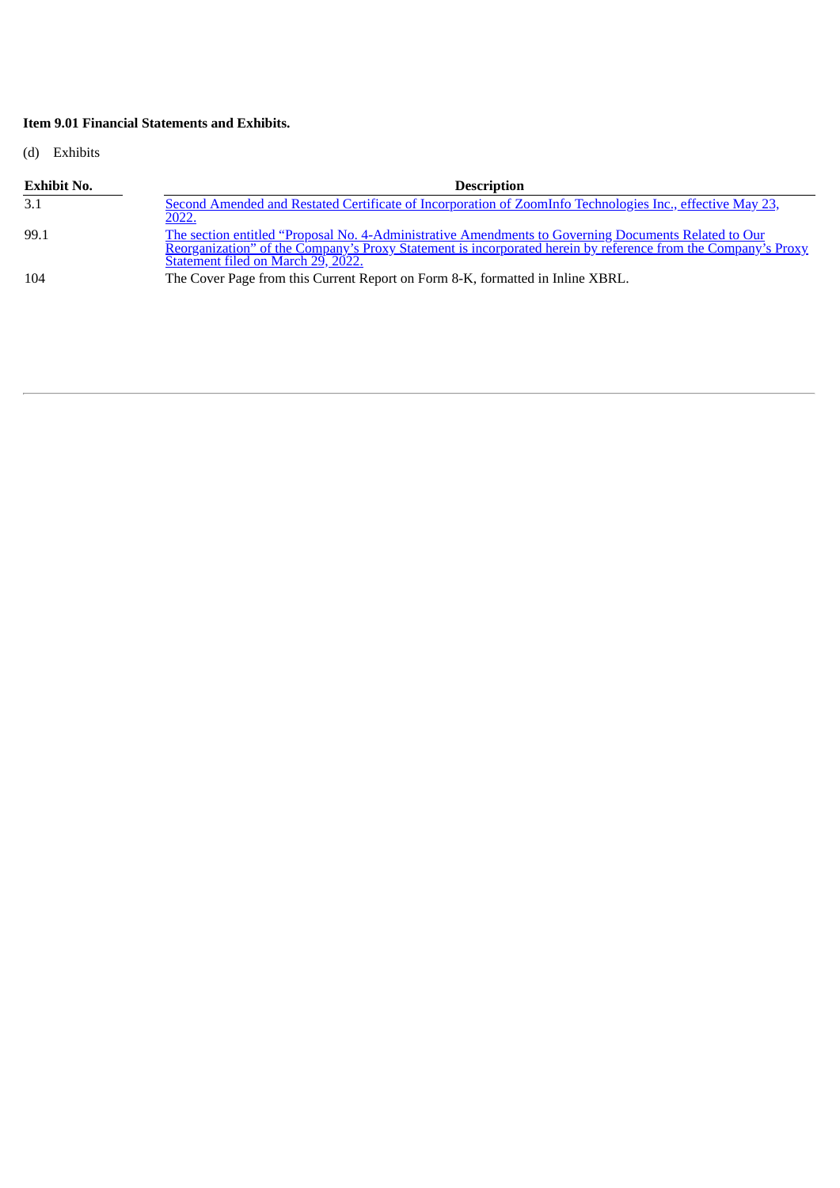**Item 9.01 Financial Statements and Exhibits.**

(d) Exhibits

| Exhibit No. | Description |
|---|---|
| 3.1 | Second Amended and Restated Certificate of Incorporation of ZoomInfo Technologies Inc., effective May 23, 2022. |
| 99.1 | The section entitled "Proposal No. 4-Administrative Amendments to Governing Documents Related to Our Reorganization" of the Company's Proxy Statement is incorporated herein by reference from the Company's Proxy Statement filed on March 29, 2022. |
| 104 | The Cover Page from this Current Report on Form 8-K, formatted in Inline XBRL. |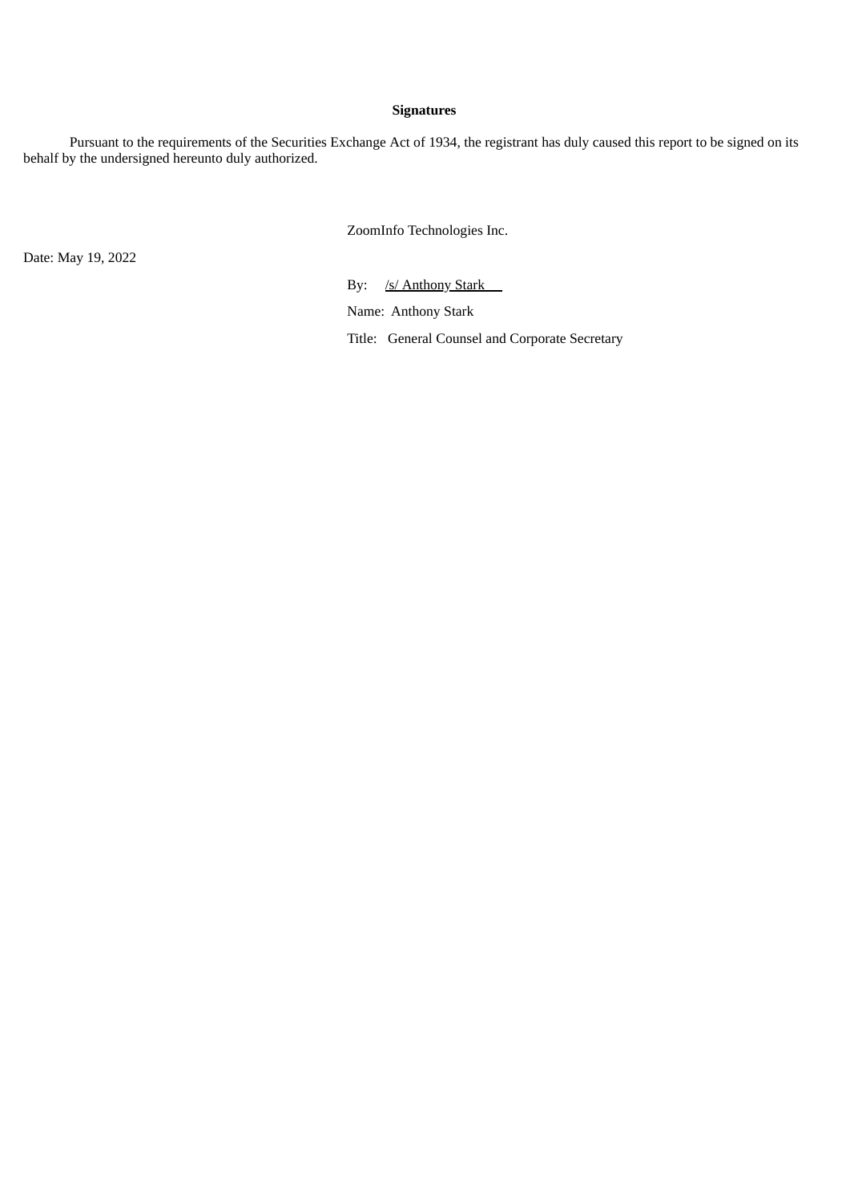**Signatures**

Pursuant to the requirements of the Securities Exchange Act of 1934, the registrant has duly caused this report to be signed on its behalf by the undersigned hereunto duly authorized.

ZoomInfo Technologies Inc.

Date: May 19, 2022

By: /s/ Anthony Stark

Name: Anthony Stark

Title: General Counsel and Corporate Secretary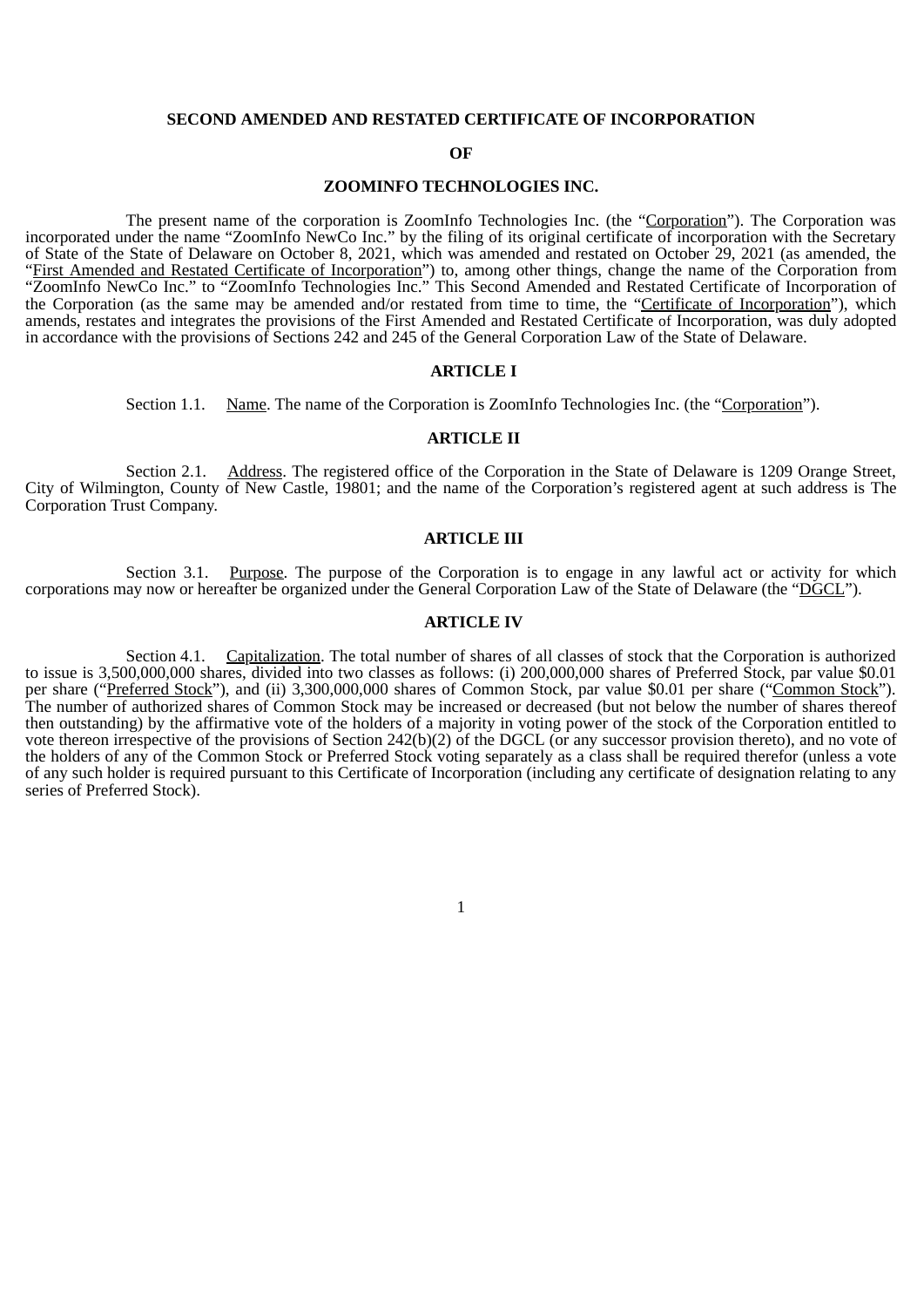**SECOND AMENDED AND RESTATED CERTIFICATE OF INCORPORATION**

**OF**

**ZOOMINFO TECHNOLOGIES INC.**

The present name of the corporation is ZoomInfo Technologies Inc. (the "Corporation"). The Corporation was incorporated under the name "ZoomInfo NewCo Inc." by the filing of its original certificate of incorporation with the Secretary of State of the State of Delaware on October 8, 2021, which was amended and restated on October 29, 2021 (as amended, the "First Amended and Restated Certificate of Incorporation") to, among other things, change the name of the Corporation from "ZoomInfo NewCo Inc." to "ZoomInfo Technologies Inc." This Second Amended and Restated Certificate of Incorporation of the Corporation (as the same may be amended and/or restated from time to time, the "Certificate of Incorporation"), which amends, restates and integrates the provisions of the First Amended and Restated Certificate of Incorporation, was duly adopted in accordance with the provisions of Sections 242 and 245 of the General Corporation Law of the State of Delaware.

**ARTICLE I**

Section 1.1. Name. The name of the Corporation is ZoomInfo Technologies Inc. (the "Corporation").

**ARTICLE II**

Section 2.1. Address. The registered office of the Corporation in the State of Delaware is 1209 Orange Street, City of Wilmington, County of New Castle, 19801; and the name of the Corporation's registered agent at such address is The Corporation Trust Company.

**ARTICLE III**

Section 3.1. Purpose. The purpose of the Corporation is to engage in any lawful act or activity for which corporations may now or hereafter be organized under the General Corporation Law of the State of Delaware (the "DGCL").

**ARTICLE IV**

Section 4.1. Capitalization. The total number of shares of all classes of stock that the Corporation is authorized to issue is 3,500,000,000 shares, divided into two classes as follows: (i) 200,000,000 shares of Preferred Stock, par value $0.01 per share ("Preferred Stock"), and (ii) 3,300,000,000 shares of Common Stock, par value $0.01 per share ("Common Stock"). The number of authorized shares of Common Stock may be increased or decreased (but not below the number of shares thereof then outstanding) by the affirmative vote of the holders of a majority in voting power of the stock of the Corporation entitled to vote thereon irrespective of the provisions of Section 242(b)(2) of the DGCL (or any successor provision thereto), and no vote of the holders of any of the Common Stock or Preferred Stock voting separately as a class shall be required therefor (unless a vote of any such holder is required pursuant to this Certificate of Incorporation (including any certificate of designation relating to any series of Preferred Stock).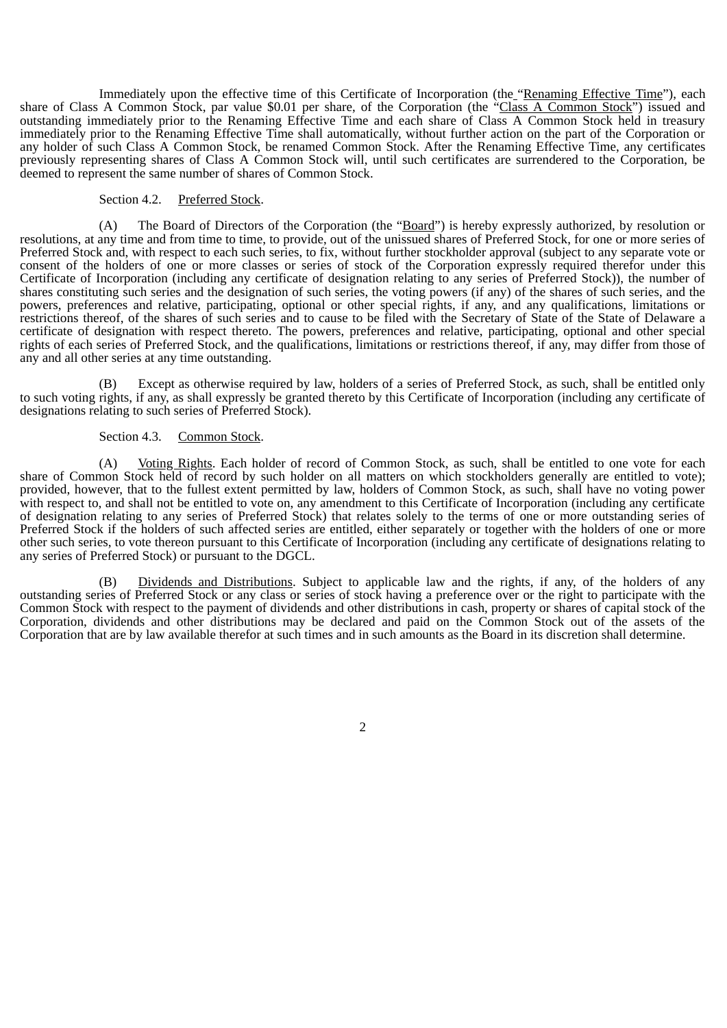Immediately upon the effective time of this Certificate of Incorporation (the "Renaming Effective Time"), each share of Class A Common Stock, par value $0.01 per share, of the Corporation (the "Class A Common Stock") issued and outstanding immediately prior to the Renaming Effective Time and each share of Class A Common Stock held in treasury immediately prior to the Renaming Effective Time shall automatically, without further action on the part of the Corporation or any holder of such Class A Common Stock, be renamed Common Stock. After the Renaming Effective Time, any certificates previously representing shares of Class A Common Stock will, until such certificates are surrendered to the Corporation, be deemed to represent the same number of shares of Common Stock.

Section 4.2. Preferred Stock.

(A) The Board of Directors of the Corporation (the "Board") is hereby expressly authorized, by resolution or resolutions, at any time and from time to time, to provide, out of the unissued shares of Preferred Stock, for one or more series of Preferred Stock and, with respect to each such series, to fix, without further stockholder approval (subject to any separate vote or consent of the holders of one or more classes or series of stock of the Corporation expressly required therefor under this Certificate of Incorporation (including any certificate of designation relating to any series of Preferred Stock)), the number of shares constituting such series and the designation of such series, the voting powers (if any) of the shares of such series, and the powers, preferences and relative, participating, optional or other special rights, if any, and any qualifications, limitations or restrictions thereof, of the shares of such series and to cause to be filed with the Secretary of State of the State of Delaware a certificate of designation with respect thereto. The powers, preferences and relative, participating, optional and other special rights of each series of Preferred Stock, and the qualifications, limitations or restrictions thereof, if any, may differ from those of any and all other series at any time outstanding.

(B) Except as otherwise required by law, holders of a series of Preferred Stock, as such, shall be entitled only to such voting rights, if any, as shall expressly be granted thereto by this Certificate of Incorporation (including any certificate of designations relating to such series of Preferred Stock).

Section 4.3. Common Stock.

(A) Voting Rights. Each holder of record of Common Stock, as such, shall be entitled to one vote for each share of Common Stock held of record by such holder on all matters on which stockholders generally are entitled to vote); provided, however, that to the fullest extent permitted by law, holders of Common Stock, as such, shall have no voting power with respect to, and shall not be entitled to vote on, any amendment to this Certificate of Incorporation (including any certificate of designation relating to any series of Preferred Stock) that relates solely to the terms of one or more outstanding series of Preferred Stock if the holders of such affected series are entitled, either separately or together with the holders of one or more other such series, to vote thereon pursuant to this Certificate of Incorporation (including any certificate of designations relating to any series of Preferred Stock) or pursuant to the DGCL.

(B) Dividends and Distributions. Subject to applicable law and the rights, if any, of the holders of any outstanding series of Preferred Stock or any class or series of stock having a preference over or the right to participate with the Common Stock with respect to the payment of dividends and other distributions in cash, property or shares of capital stock of the Corporation, dividends and other distributions may be declared and paid on the Common Stock out of the assets of the Corporation that are by law available therefor at such times and in such amounts as the Board in its discretion shall determine.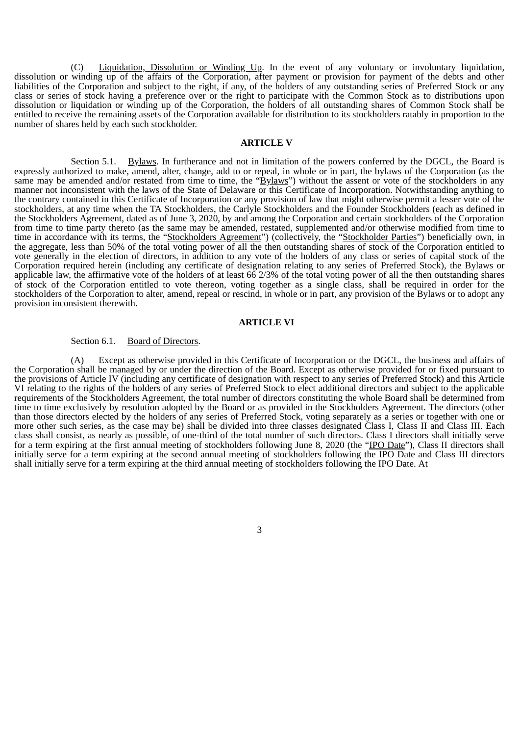(C) Liquidation, Dissolution or Winding Up. In the event of any voluntary or involuntary liquidation, dissolution or winding up of the affairs of the Corporation, after payment or provision for payment of the debts and other liabilities of the Corporation and subject to the right, if any, of the holders of any outstanding series of Preferred Stock or any class or series of stock having a preference over or the right to participate with the Common Stock as to distributions upon dissolution or liquidation or winding up of the Corporation, the holders of all outstanding shares of Common Stock shall be entitled to receive the remaining assets of the Corporation available for distribution to its stockholders ratably in proportion to the number of shares held by each such stockholder.

## ARTICLE V

Section 5.1. Bylaws. In furtherance and not in limitation of the powers conferred by the DGCL, the Board is expressly authorized to make, amend, alter, change, add to or repeal, in whole or in part, the bylaws of the Corporation (as the same may be amended and/or restated from time to time, the "Bylaws") without the assent or vote of the stockholders in any manner not inconsistent with the laws of the State of Delaware or this Certificate of Incorporation. Notwithstanding anything to the contrary contained in this Certificate of Incorporation or any provision of law that might otherwise permit a lesser vote of the stockholders, at any time when the TA Stockholders, the Carlyle Stockholders and the Founder Stockholders (each as defined in the Stockholders Agreement, dated as of June 3, 2020, by and among the Corporation and certain stockholders of the Corporation from time to time party thereto (as the same may be amended, restated, supplemented and/or otherwise modified from time to time in accordance with its terms, the "Stockholders Agreement") (collectively, the "Stockholder Parties") beneficially own, in the aggregate, less than 50% of the total voting power of all the then outstanding shares of stock of the Corporation entitled to vote generally in the election of directors, in addition to any vote of the holders of any class or series of capital stock of the Corporation required herein (including any certificate of designation relating to any series of Preferred Stock), the Bylaws or applicable law, the affirmative vote of the holders of at least 66 2/3% of the total voting power of all the then outstanding shares of stock of the Corporation entitled to vote thereon, voting together as a single class, shall be required in order for the stockholders of the Corporation to alter, amend, repeal or rescind, in whole or in part, any provision of the Bylaws or to adopt any provision inconsistent therewith.

## ARTICLE VI

Section 6.1. Board of Directors.

(A) Except as otherwise provided in this Certificate of Incorporation or the DGCL, the business and affairs of the Corporation shall be managed by or under the direction of the Board. Except as otherwise provided for or fixed pursuant to the provisions of Article IV (including any certificate of designation with respect to any series of Preferred Stock) and this Article VI relating to the rights of the holders of any series of Preferred Stock to elect additional directors and subject to the applicable requirements of the Stockholders Agreement, the total number of directors constituting the whole Board shall be determined from time to time exclusively by resolution adopted by the Board or as provided in the Stockholders Agreement. The directors (other than those directors elected by the holders of any series of Preferred Stock, voting separately as a series or together with one or more other such series, as the case may be) shall be divided into three classes designated Class I, Class II and Class III. Each class shall consist, as nearly as possible, of one-third of the total number of such directors. Class I directors shall initially serve for a term expiring at the first annual meeting of stockholders following June 8, 2020 (the "IPO Date"), Class II directors shall initially serve for a term expiring at the second annual meeting of stockholders following the IPO Date and Class III directors shall initially serve for a term expiring at the third annual meeting of stockholders following the IPO Date. At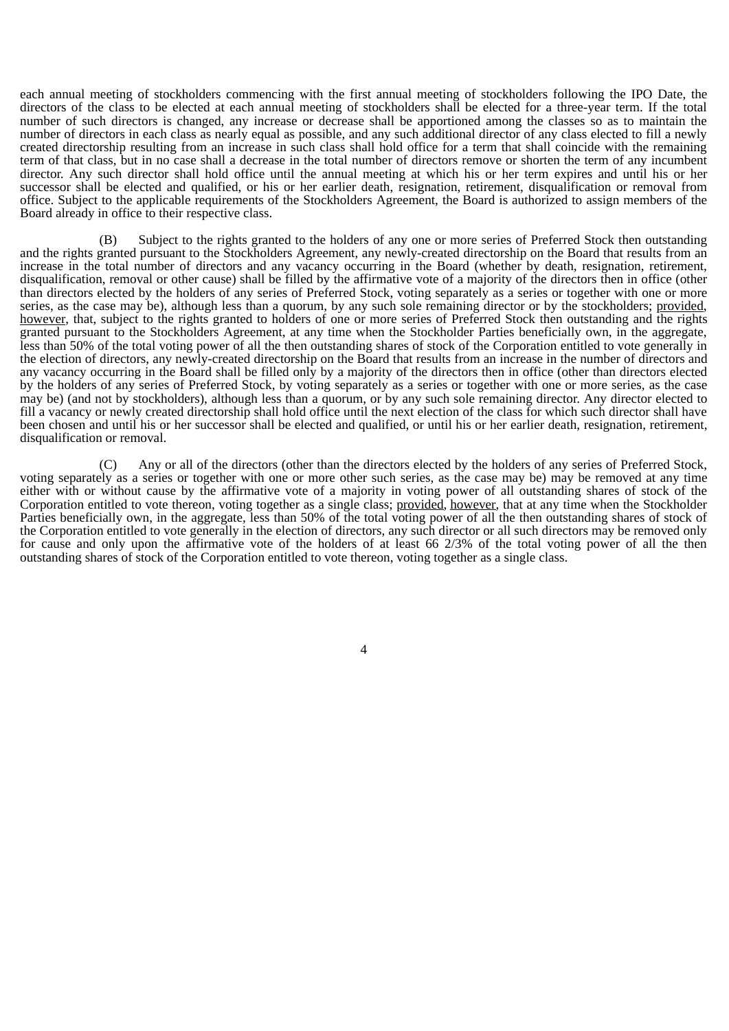each annual meeting of stockholders commencing with the first annual meeting of stockholders following the IPO Date, the directors of the class to be elected at each annual meeting of stockholders shall be elected for a three-year term. If the total number of such directors is changed, any increase or decrease shall be apportioned among the classes so as to maintain the number of directors in each class as nearly equal as possible, and any such additional director of any class elected to fill a newly created directorship resulting from an increase in such class shall hold office for a term that shall coincide with the remaining term of that class, but in no case shall a decrease in the total number of directors remove or shorten the term of any incumbent director. Any such director shall hold office until the annual meeting at which his or her term expires and until his or her successor shall be elected and qualified, or his or her earlier death, resignation, retirement, disqualification or removal from office. Subject to the applicable requirements of the Stockholders Agreement, the Board is authorized to assign members of the Board already in office to their respective class.

(B) Subject to the rights granted to the holders of any one or more series of Preferred Stock then outstanding and the rights granted pursuant to the Stockholders Agreement, any newly-created directorship on the Board that results from an increase in the total number of directors and any vacancy occurring in the Board (whether by death, resignation, retirement, disqualification, removal or other cause) shall be filled by the affirmative vote of a majority of the directors then in office (other than directors elected by the holders of any series of Preferred Stock, voting separately as a series or together with one or more series, as the case may be), although less than a quorum, by any such sole remaining director or by the stockholders; provided, however, that, subject to the rights granted to holders of one or more series of Preferred Stock then outstanding and the rights granted pursuant to the Stockholders Agreement, at any time when the Stockholder Parties beneficially own, in the aggregate, less than 50% of the total voting power of all the then outstanding shares of stock of the Corporation entitled to vote generally in the election of directors, any newly-created directorship on the Board that results from an increase in the number of directors and any vacancy occurring in the Board shall be filled only by a majority of the directors then in office (other than directors elected by the holders of any series of Preferred Stock, by voting separately as a series or together with one or more series, as the case may be) (and not by stockholders), although less than a quorum, or by any such sole remaining director. Any director elected to fill a vacancy or newly created directorship shall hold office until the next election of the class for which such director shall have been chosen and until his or her successor shall be elected and qualified, or until his or her earlier death, resignation, retirement, disqualification or removal.

(C) Any or all of the directors (other than the directors elected by the holders of any series of Preferred Stock, voting separately as a series or together with one or more other such series, as the case may be) may be removed at any time either with or without cause by the affirmative vote of a majority in voting power of all outstanding shares of stock of the Corporation entitled to vote thereon, voting together as a single class; provided, however, that at any time when the Stockholder Parties beneficially own, in the aggregate, less than 50% of the total voting power of all the then outstanding shares of stock of the Corporation entitled to vote generally in the election of directors, any such director or all such directors may be removed only for cause and only upon the affirmative vote of the holders of at least 66 2/3% of the total voting power of all the then outstanding shares of stock of the Corporation entitled to vote thereon, voting together as a single class.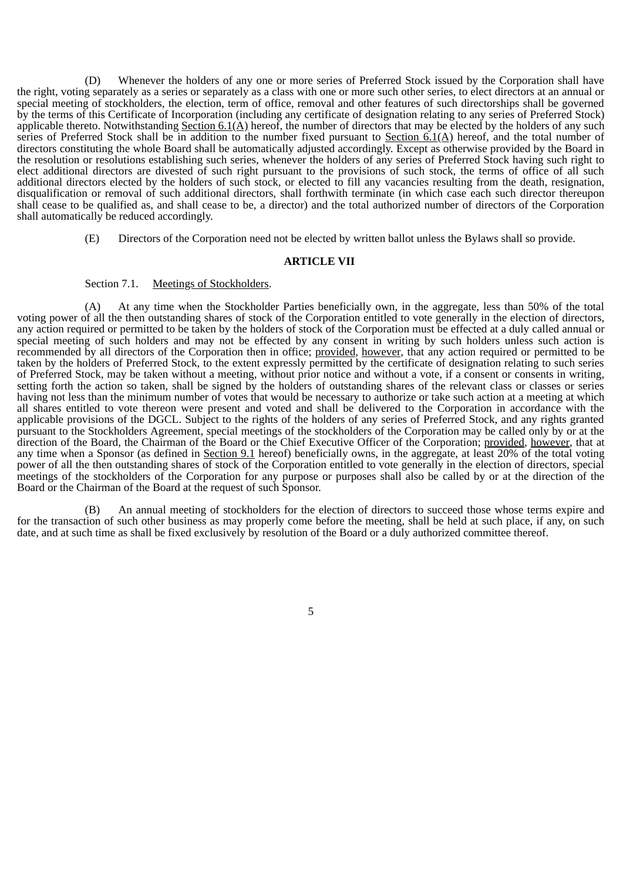(D) Whenever the holders of any one or more series of Preferred Stock issued by the Corporation shall have the right, voting separately as a series or separately as a class with one or more such other series, to elect directors at an annual or special meeting of stockholders, the election, term of office, removal and other features of such directorships shall be governed by the terms of this Certificate of Incorporation (including any certificate of designation relating to any series of Preferred Stock) applicable thereto. Notwithstanding Section 6.1(A) hereof, the number of directors that may be elected by the holders of any such series of Preferred Stock shall be in addition to the number fixed pursuant to Section 6.1(A) hereof, and the total number of directors constituting the whole Board shall be automatically adjusted accordingly. Except as otherwise provided by the Board in the resolution or resolutions establishing such series, whenever the holders of any series of Preferred Stock having such right to elect additional directors are divested of such right pursuant to the provisions of such stock, the terms of office of all such additional directors elected by the holders of such stock, or elected to fill any vacancies resulting from the death, resignation, disqualification or removal of such additional directors, shall forthwith terminate (in which case each such director thereupon shall cease to be qualified as, and shall cease to be, a director) and the total authorized number of directors of the Corporation shall automatically be reduced accordingly.

(E) Directors of the Corporation need not be elected by written ballot unless the Bylaws shall so provide.

## ARTICLE VII

Section 7.1. Meetings of Stockholders.

(A) At any time when the Stockholder Parties beneficially own, in the aggregate, less than 50% of the total voting power of all the then outstanding shares of stock of the Corporation entitled to vote generally in the election of directors, any action required or permitted to be taken by the holders of stock of the Corporation must be effected at a duly called annual or special meeting of such holders and may not be effected by any consent in writing by such holders unless such action is recommended by all directors of the Corporation then in office; provided, however, that any action required or permitted to be taken by the holders of Preferred Stock, to the extent expressly permitted by the certificate of designation relating to such series of Preferred Stock, may be taken without a meeting, without prior notice and without a vote, if a consent or consents in writing, setting forth the action so taken, shall be signed by the holders of outstanding shares of the relevant class or classes or series having not less than the minimum number of votes that would be necessary to authorize or take such action at a meeting at which all shares entitled to vote thereon were present and voted and shall be delivered to the Corporation in accordance with the applicable provisions of the DGCL. Subject to the rights of the holders of any series of Preferred Stock, and any rights granted pursuant to the Stockholders Agreement, special meetings of the stockholders of the Corporation may be called only by or at the direction of the Board, the Chairman of the Board or the Chief Executive Officer of the Corporation; provided, however, that at any time when a Sponsor (as defined in Section 9.1 hereof) beneficially owns, in the aggregate, at least 20% of the total voting power of all the then outstanding shares of stock of the Corporation entitled to vote generally in the election of directors, special meetings of the stockholders of the Corporation for any purpose or purposes shall also be called by or at the direction of the Board or the Chairman of the Board at the request of such Sponsor.

(B) An annual meeting of stockholders for the election of directors to succeed those whose terms expire and for the transaction of such other business as may properly come before the meeting, shall be held at such place, if any, on such date, and at such time as shall be fixed exclusively by resolution of the Board or a duly authorized committee thereof.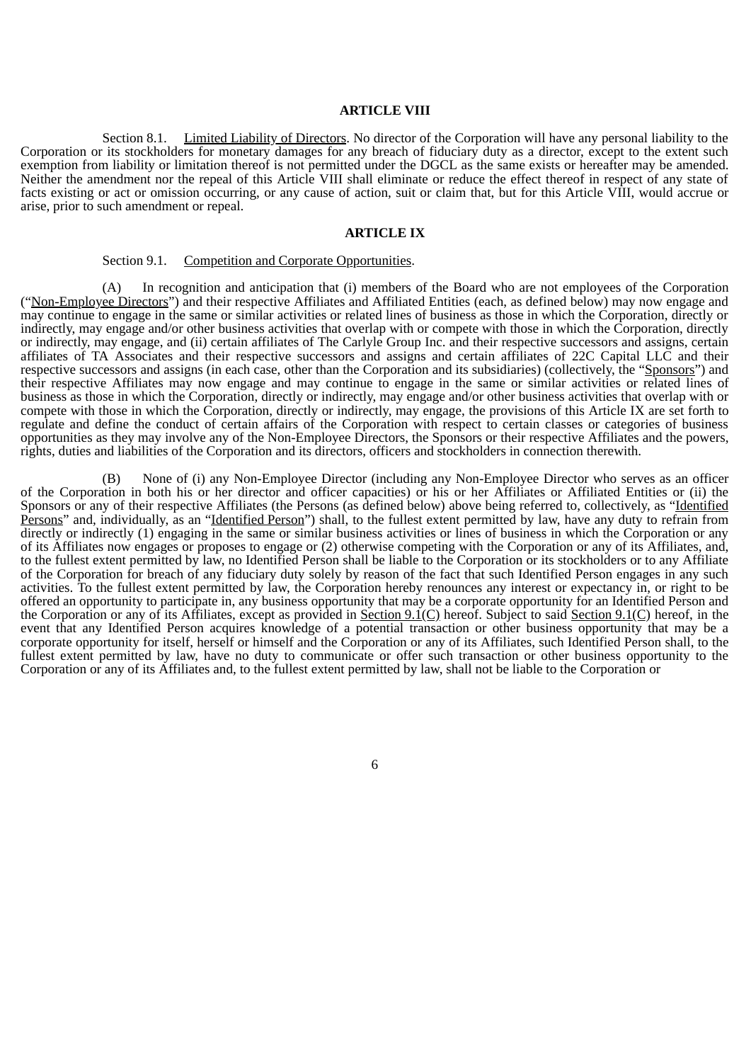## ARTICLE VIII

Section 8.1. Limited Liability of Directors. No director of the Corporation will have any personal liability to the Corporation or its stockholders for monetary damages for any breach of fiduciary duty as a director, except to the extent such exemption from liability or limitation thereof is not permitted under the DGCL as the same exists or hereafter may be amended. Neither the amendment nor the repeal of this Article VIII shall eliminate or reduce the effect thereof in respect of any state of facts existing or act or omission occurring, or any cause of action, suit or claim that, but for this Article VIII, would accrue or arise, prior to such amendment or repeal.

## ARTICLE IX

Section 9.1. Competition and Corporate Opportunities.

(A) In recognition and anticipation that (i) members of the Board who are not employees of the Corporation ("Non-Employee Directors") and their respective Affiliates and Affiliated Entities (each, as defined below) may now engage and may continue to engage in the same or similar activities or related lines of business as those in which the Corporation, directly or indirectly, may engage and/or other business activities that overlap with or compete with those in which the Corporation, directly or indirectly, may engage, and (ii) certain affiliates of The Carlyle Group Inc. and their respective successors and assigns, certain affiliates of TA Associates and their respective successors and assigns and certain affiliates of 22C Capital LLC and their respective successors and assigns (in each case, other than the Corporation and its subsidiaries) (collectively, the "Sponsors") and their respective Affiliates may now engage and may continue to engage in the same or similar activities or related lines of business as those in which the Corporation, directly or indirectly, may engage and/or other business activities that overlap with or compete with those in which the Corporation, directly or indirectly, may engage, the provisions of this Article IX are set forth to regulate and define the conduct of certain affairs of the Corporation with respect to certain classes or categories of business opportunities as they may involve any of the Non-Employee Directors, the Sponsors or their respective Affiliates and the powers, rights, duties and liabilities of the Corporation and its directors, officers and stockholders in connection therewith.

(B) None of (i) any Non-Employee Director (including any Non-Employee Director who serves as an officer of the Corporation in both his or her director and officer capacities) or his or her Affiliates or Affiliated Entities or (ii) the Sponsors or any of their respective Affiliates (the Persons (as defined below) above being referred to, collectively, as "Identified Persons" and, individually, as an "Identified Person") shall, to the fullest extent permitted by law, have any duty to refrain from directly or indirectly (1) engaging in the same or similar business activities or lines of business in which the Corporation or any of its Affiliates now engages or proposes to engage or (2) otherwise competing with the Corporation or any of its Affiliates, and, to the fullest extent permitted by law, no Identified Person shall be liable to the Corporation or its stockholders or to any Affiliate of the Corporation for breach of any fiduciary duty solely by reason of the fact that such Identified Person engages in any such activities. To the fullest extent permitted by law, the Corporation hereby renounces any interest or expectancy in, or right to be offered an opportunity to participate in, any business opportunity that may be a corporate opportunity for an Identified Person and the Corporation or any of its Affiliates, except as provided in Section 9.1(C) hereof. Subject to said Section 9.1(C) hereof, in the event that any Identified Person acquires knowledge of a potential transaction or other business opportunity that may be a corporate opportunity for itself, herself or himself and the Corporation or any of its Affiliates, such Identified Person shall, to the fullest extent permitted by law, have no duty to communicate or offer such transaction or other business opportunity to the Corporation or any of its Affiliates and, to the fullest extent permitted by law, shall not be liable to the Corporation or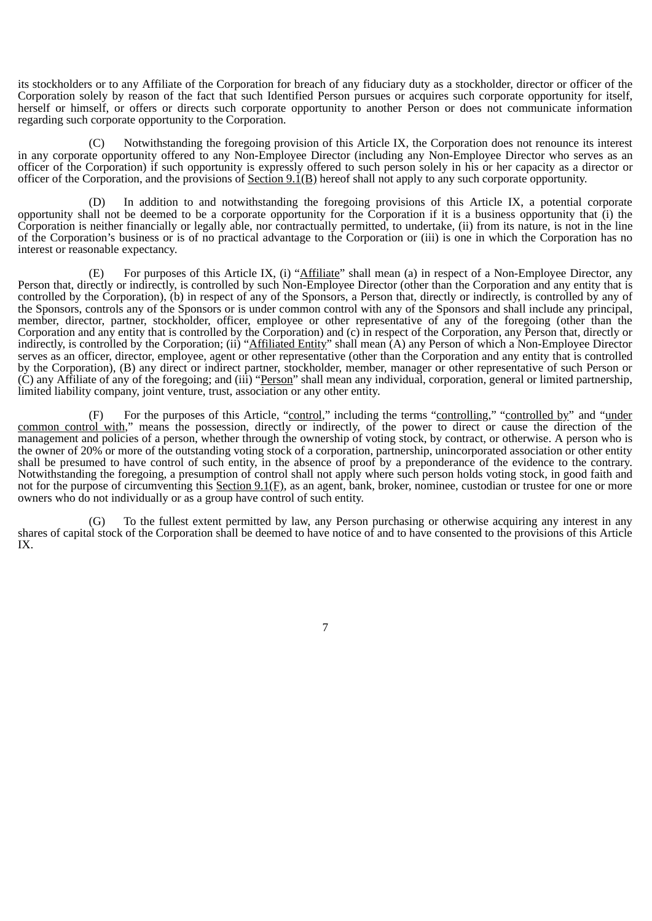its stockholders or to any Affiliate of the Corporation for breach of any fiduciary duty as a stockholder, director or officer of the Corporation solely by reason of the fact that such Identified Person pursues or acquires such corporate opportunity for itself, herself or himself, or offers or directs such corporate opportunity to another Person or does not communicate information regarding such corporate opportunity to the Corporation.

(C) Notwithstanding the foregoing provision of this Article IX, the Corporation does not renounce its interest in any corporate opportunity offered to any Non-Employee Director (including any Non-Employee Director who serves as an officer of the Corporation) if such opportunity is expressly offered to such person solely in his or her capacity as a director or officer of the Corporation, and the provisions of Section 9.1(B) hereof shall not apply to any such corporate opportunity.

(D) In addition to and notwithstanding the foregoing provisions of this Article IX, a potential corporate opportunity shall not be deemed to be a corporate opportunity for the Corporation if it is a business opportunity that (i) the Corporation is neither financially or legally able, nor contractually permitted, to undertake, (ii) from its nature, is not in the line of the Corporation's business or is of no practical advantage to the Corporation or (iii) is one in which the Corporation has no interest or reasonable expectancy.

(E) For purposes of this Article IX, (i) "Affiliate" shall mean (a) in respect of a Non-Employee Director, any Person that, directly or indirectly, is controlled by such Non-Employee Director (other than the Corporation and any entity that is controlled by the Corporation), (b) in respect of any of the Sponsors, a Person that, directly or indirectly, is controlled by any of the Sponsors, controls any of the Sponsors or is under common control with any of the Sponsors and shall include any principal, member, director, partner, stockholder, officer, employee or other representative of any of the foregoing (other than the Corporation and any entity that is controlled by the Corporation) and (c) in respect of the Corporation, any Person that, directly or indirectly, is controlled by the Corporation; (ii) "Affiliated Entity" shall mean (A) any Person of which a Non-Employee Director serves as an officer, director, employee, agent or other representative (other than the Corporation and any entity that is controlled by the Corporation), (B) any direct or indirect partner, stockholder, member, manager or other representative of such Person or (C) any Affiliate of any of the foregoing; and (iii) "Person" shall mean any individual, corporation, general or limited partnership, limited liability company, joint venture, trust, association or any other entity.

(F) For the purposes of this Article, "control," including the terms "controlling," "controlled by" and "under common control with," means the possession, directly or indirectly, of the power to direct or cause the direction of the management and policies of a person, whether through the ownership of voting stock, by contract, or otherwise. A person who is the owner of 20% or more of the outstanding voting stock of a corporation, partnership, unincorporated association or other entity shall be presumed to have control of such entity, in the absence of proof by a preponderance of the evidence to the contrary. Notwithstanding the foregoing, a presumption of control shall not apply where such person holds voting stock, in good faith and not for the purpose of circumventing this Section 9.1(F), as an agent, bank, broker, nominee, custodian or trustee for one or more owners who do not individually or as a group have control of such entity.

(G) To the fullest extent permitted by law, any Person purchasing or otherwise acquiring any interest in any shares of capital stock of the Corporation shall be deemed to have notice of and to have consented to the provisions of this Article IX.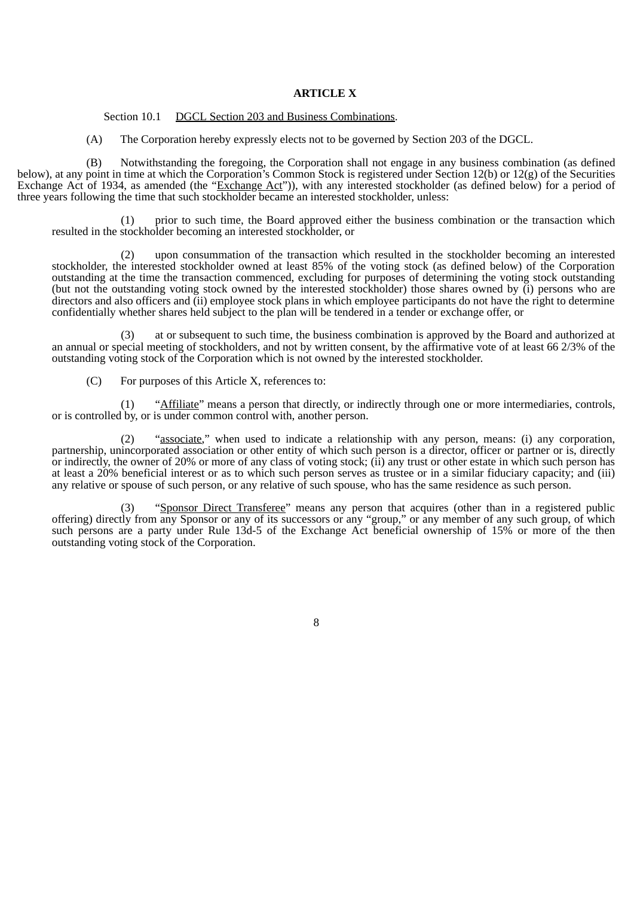# ARTICLE X

Section 10.1 <u>DGCL Section 203 and Business Combinations</u>.

(A) The Corporation hereby expressly elects not to be governed by Section 203 of the DGCL.

(B) Notwithstanding the foregoing, the Corporation shall not engage in any business combination (as defined below), at any point in time at which the Corporation's Common Stock is registered under Section 12(b) or 12(g) of the Securities Exchange Act of 1934, as amended (the "<u>Exchange Act</u>")), with any interested stockholder (as defined below) for a period of three years following the time that such stockholder became an interested stockholder, unless:

(1) prior to such time, the Board approved either the business combination or the transaction which resulted in the stockholder becoming an interested stockholder, or

(2) upon consummation of the transaction which resulted in the stockholder becoming an interested stockholder, the interested stockholder owned at least 85% of the voting stock (as defined below) of the Corporation outstanding at the time the transaction commenced, excluding for purposes of determining the voting stock outstanding (but not the outstanding voting stock owned by the interested stockholder) those shares owned by (i) persons who are directors and also officers and (ii) employee stock plans in which employee participants do not have the right to determine confidentially whether shares held subject to the plan will be tendered in a tender or exchange offer, or

(3) at or subsequent to such time, the business combination is approved by the Board and authorized at an annual or special meeting of stockholders, and not by written consent, by the affirmative vote of at least 66 2/3% of the outstanding voting stock of the Corporation which is not owned by the interested stockholder.

(C) For purposes of this Article X, references to:

(1) "<u>Affiliate</u>" means a person that directly, or indirectly through one or more intermediaries, controls, or is controlled by, or is under common control with, another person.

(2) "<u>associate</u>," when used to indicate a relationship with any person, means: (i) any corporation, partnership, unincorporated association or other entity of which such person is a director, officer or partner or is, directly or indirectly, the owner of 20% or more of any class of voting stock; (ii) any trust or other estate in which such person has at least a 20% beneficial interest or as to which such person serves as trustee or in a similar fiduciary capacity; and (iii) any relative or spouse of such person, or any relative of such spouse, who has the same residence as such person.

(3) "<u>Sponsor Direct Transferee</u>" means any person that acquires (other than in a registered public offering) directly from any Sponsor or any of its successors or any "group," or any member of any such group, of which such persons are a party under Rule 13d-5 of the Exchange Act beneficial ownership of 15% or more of the then outstanding voting stock of the Corporation.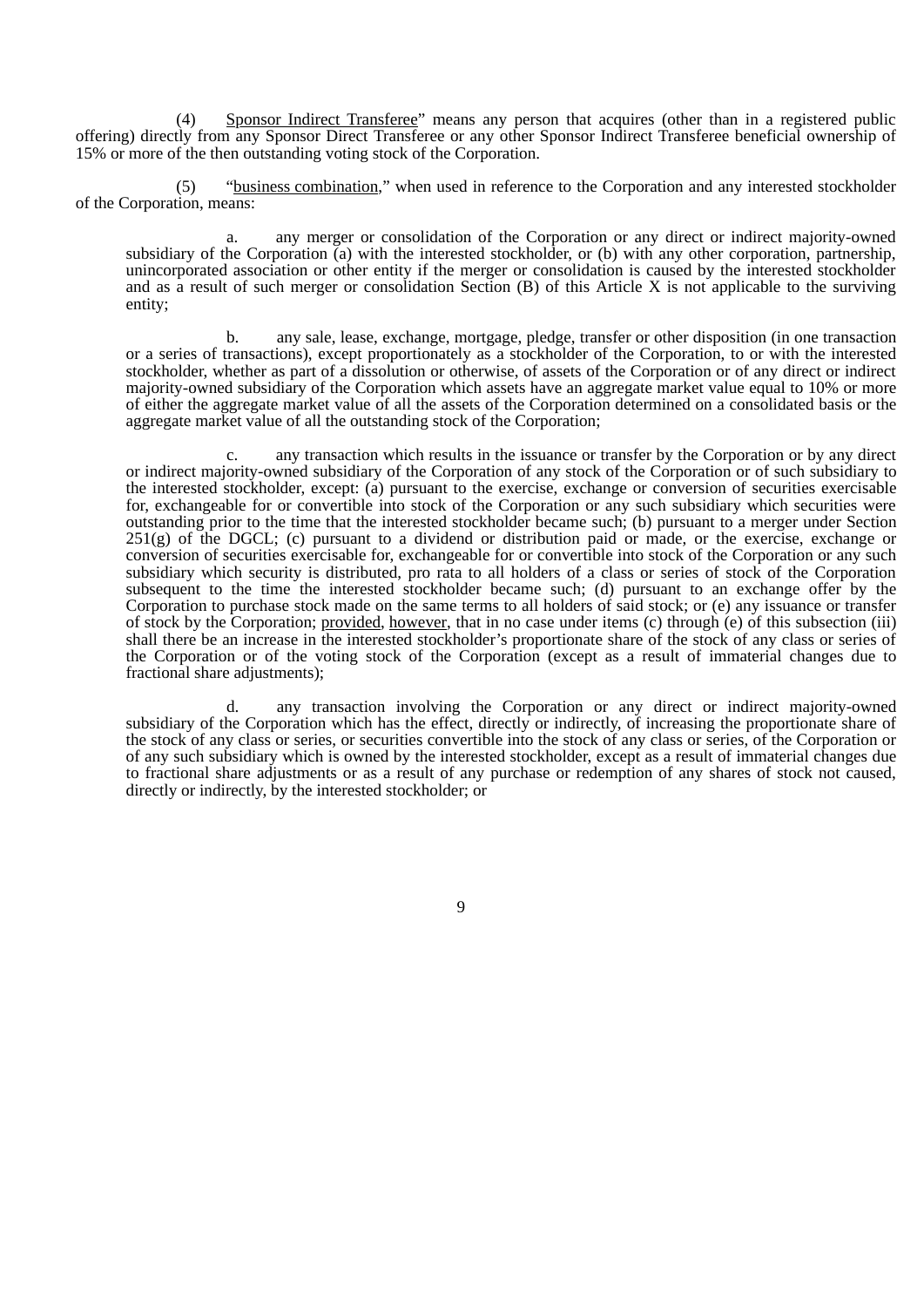(4) Sponsor Indirect Transferee" means any person that acquires (other than in a registered public offering) directly from any Sponsor Direct Transferee or any other Sponsor Indirect Transferee beneficial ownership of 15% or more of the then outstanding voting stock of the Corporation.

(5) "business combination," when used in reference to the Corporation and any interested stockholder of the Corporation, means:

a. any merger or consolidation of the Corporation or any direct or indirect majority-owned subsidiary of the Corporation (a) with the interested stockholder, or (b) with any other corporation, partnership, unincorporated association or other entity if the merger or consolidation is caused by the interested stockholder and as a result of such merger or consolidation Section (B) of this Article X is not applicable to the surviving entity;

b. any sale, lease, exchange, mortgage, pledge, transfer or other disposition (in one transaction or a series of transactions), except proportionately as a stockholder of the Corporation, to or with the interested stockholder, whether as part of a dissolution or otherwise, of assets of the Corporation or of any direct or indirect majority-owned subsidiary of the Corporation which assets have an aggregate market value equal to 10% or more of either the aggregate market value of all the assets of the Corporation determined on a consolidated basis or the aggregate market value of all the outstanding stock of the Corporation;

c. any transaction which results in the issuance or transfer by the Corporation or by any direct or indirect majority-owned subsidiary of the Corporation of any stock of the Corporation or of such subsidiary to the interested stockholder, except: (a) pursuant to the exercise, exchange or conversion of securities exercisable for, exchangeable for or convertible into stock of the Corporation or any such subsidiary which securities were outstanding prior to the time that the interested stockholder became such; (b) pursuant to a merger under Section 251(g) of the DGCL; (c) pursuant to a dividend or distribution paid or made, or the exercise, exchange or conversion of securities exercisable for, exchangeable for or convertible into stock of the Corporation or any such subsidiary which security is distributed, pro rata to all holders of a class or series of stock of the Corporation subsequent to the time the interested stockholder became such; (d) pursuant to an exchange offer by the Corporation to purchase stock made on the same terms to all holders of said stock; or (e) any issuance or transfer of stock by the Corporation; provided, however, that in no case under items (c) through (e) of this subsection (iii) shall there be an increase in the interested stockholder's proportionate share of the stock of any class or series of the Corporation or of the voting stock of the Corporation (except as a result of immaterial changes due to fractional share adjustments);

d. any transaction involving the Corporation or any direct or indirect majority-owned subsidiary of the Corporation which has the effect, directly or indirectly, of increasing the proportionate share of the stock of any class or series, or securities convertible into the stock of any class or series, of the Corporation or of any such subsidiary which is owned by the interested stockholder, except as a result of immaterial changes due to fractional share adjustments or as a result of any purchase or redemption of any shares of stock not caused, directly or indirectly, by the interested stockholder; or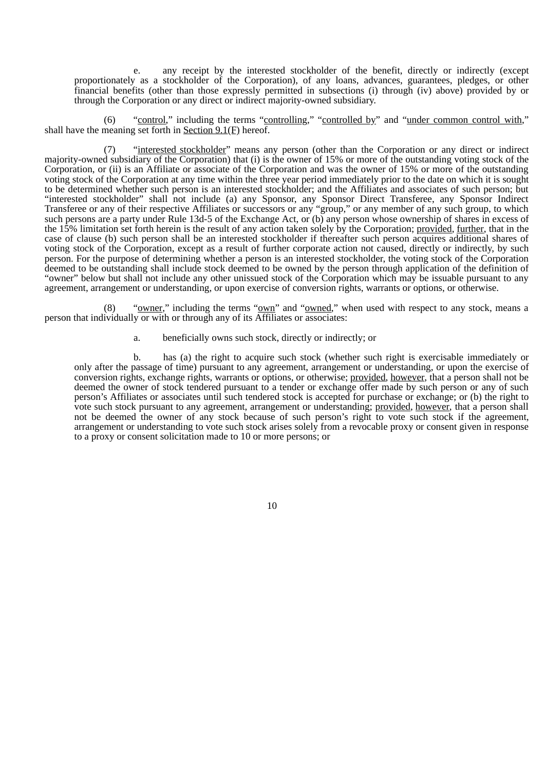e. any receipt by the interested stockholder of the benefit, directly or indirectly (except proportionately as a stockholder of the Corporation), of any loans, advances, guarantees, pledges, or other financial benefits (other than those expressly permitted in subsections (i) through (iv) above) provided by or through the Corporation or any direct or indirect majority-owned subsidiary.

(6) "control," including the terms "controlling," "controlled by" and "under common control with," shall have the meaning set forth in Section 9.1(F) hereof.

(7) "interested stockholder" means any person (other than the Corporation or any direct or indirect majority-owned subsidiary of the Corporation) that (i) is the owner of 15% or more of the outstanding voting stock of the Corporation, or (ii) is an Affiliate or associate of the Corporation and was the owner of 15% or more of the outstanding voting stock of the Corporation at any time within the three year period immediately prior to the date on which it is sought to be determined whether such person is an interested stockholder; and the Affiliates and associates of such person; but "interested stockholder" shall not include (a) any Sponsor, any Sponsor Direct Transferee, any Sponsor Indirect Transferee or any of their respective Affiliates or successors or any "group," or any member of any such group, to which such persons are a party under Rule 13d-5 of the Exchange Act, or (b) any person whose ownership of shares in excess of the 15% limitation set forth herein is the result of any action taken solely by the Corporation; provided, further, that in the case of clause (b) such person shall be an interested stockholder if thereafter such person acquires additional shares of voting stock of the Corporation, except as a result of further corporate action not caused, directly or indirectly, by such person. For the purpose of determining whether a person is an interested stockholder, the voting stock of the Corporation deemed to be outstanding shall include stock deemed to be owned by the person through application of the definition of "owner" below but shall not include any other unissued stock of the Corporation which may be issuable pursuant to any agreement, arrangement or understanding, or upon exercise of conversion rights, warrants or options, or otherwise.

(8) "owner," including the terms "own" and "owned," when used with respect to any stock, means a person that individually or with or through any of its Affiliates or associates:

a. beneficially owns such stock, directly or indirectly; or

b. has (a) the right to acquire such stock (whether such right is exercisable immediately or only after the passage of time) pursuant to any agreement, arrangement or understanding, or upon the exercise of conversion rights, exchange rights, warrants or options, or otherwise; provided, however, that a person shall not be deemed the owner of stock tendered pursuant to a tender or exchange offer made by such person or any of such person's Affiliates or associates until such tendered stock is accepted for purchase or exchange; or (b) the right to vote such stock pursuant to any agreement, arrangement or understanding; provided, however, that a person shall not be deemed the owner of any stock because of such person's right to vote such stock if the agreement, arrangement or understanding to vote such stock arises solely from a revocable proxy or consent given in response to a proxy or consent solicitation made to 10 or more persons; or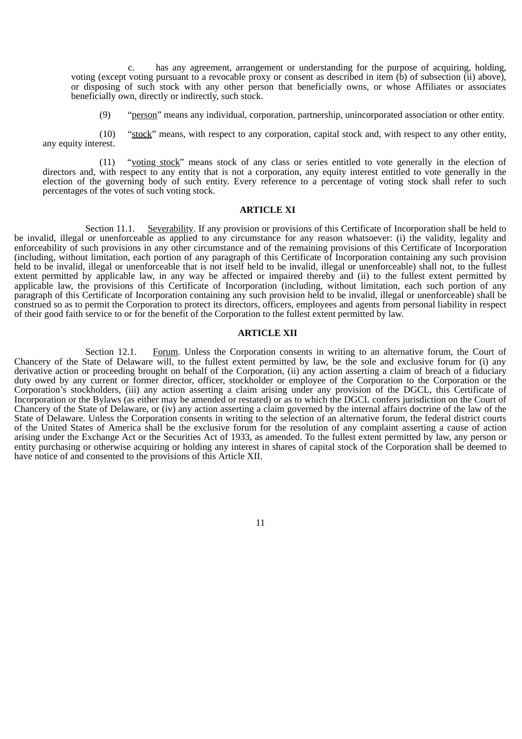c. has any agreement, arrangement or understanding for the purpose of acquiring, holding, voting (except voting pursuant to a revocable proxy or consent as described in item (b) of subsection (ii) above), or disposing of such stock with any other person that beneficially owns, or whose Affiliates or associates beneficially own, directly or indirectly, such stock.

(9) "person" means any individual, corporation, partnership, unincorporated association or other entity.

(10) "stock" means, with respect to any corporation, capital stock and, with respect to any other entity, any equity interest.

(11) "voting stock" means stock of any class or series entitled to vote generally in the election of directors and, with respect to any entity that is not a corporation, any equity interest entitled to vote generally in the election of the governing body of such entity. Every reference to a percentage of voting stock shall refer to such percentages of the votes of such voting stock.

## ARTICLE XI

Section 11.1. Severability. If any provision or provisions of this Certificate of Incorporation shall be held to be invalid, illegal or unenforceable as applied to any circumstance for any reason whatsoever: (i) the validity, legality and enforceability of such provisions in any other circumstance and of the remaining provisions of this Certificate of Incorporation (including, without limitation, each portion of any paragraph of this Certificate of Incorporation containing any such provision held to be invalid, illegal or unenforceable that is not itself held to be invalid, illegal or unenforceable) shall not, to the fullest extent permitted by applicable law, in any way be affected or impaired thereby and (ii) to the fullest extent permitted by applicable law, the provisions of this Certificate of Incorporation (including, without limitation, each such portion of any paragraph of this Certificate of Incorporation containing any such provision held to be invalid, illegal or unenforceable) shall be construed so as to permit the Corporation to protect its directors, officers, employees and agents from personal liability in respect of their good faith service to or for the benefit of the Corporation to the fullest extent permitted by law.

## ARTICLE XII

Section 12.1. Forum. Unless the Corporation consents in writing to an alternative forum, the Court of Chancery of the State of Delaware will, to the fullest extent permitted by law, be the sole and exclusive forum for (i) any derivative action or proceeding brought on behalf of the Corporation, (ii) any action asserting a claim of breach of a fiduciary duty owed by any current or former director, officer, stockholder or employee of the Corporation to the Corporation or the Corporation's stockholders, (iii) any action asserting a claim arising under any provision of the DGCL, this Certificate of Incorporation or the Bylaws (as either may be amended or restated) or as to which the DGCL confers jurisdiction on the Court of Chancery of the State of Delaware, or (iv) any action asserting a claim governed by the internal affairs doctrine of the law of the State of Delaware. Unless the Corporation consents in writing to the selection of an alternative forum, the federal district courts of the United States of America shall be the exclusive forum for the resolution of any complaint asserting a cause of action arising under the Exchange Act or the Securities Act of 1933, as amended. To the fullest extent permitted by law, any person or entity purchasing or otherwise acquiring or holding any interest in shares of capital stock of the Corporation shall be deemed to have notice of and consented to the provisions of this Article XII.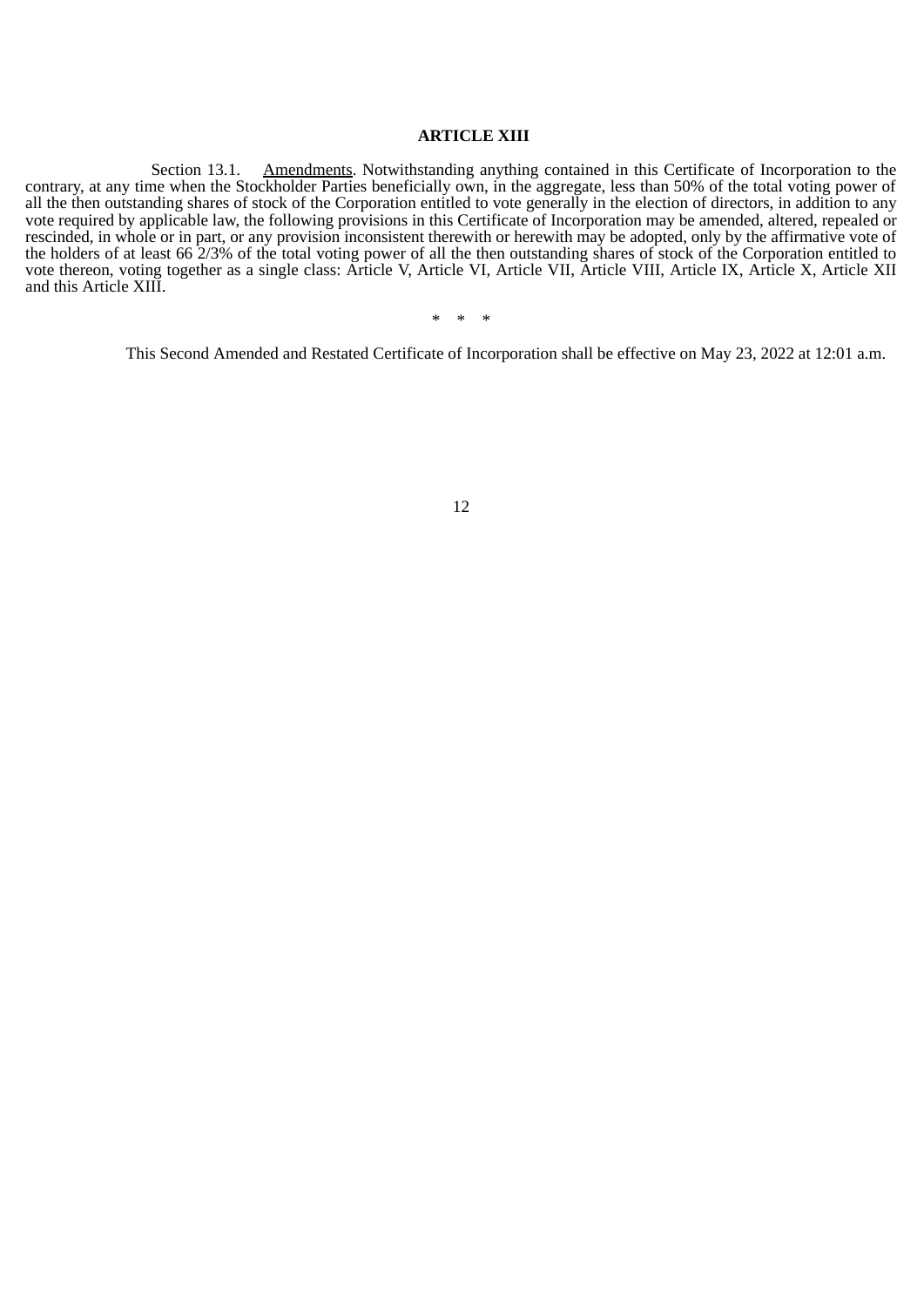## ARTICLE XIII

Section 13.1. Amendments. Notwithstanding anything contained in this Certificate of Incorporation to the contrary, at any time when the Stockholder Parties beneficially own, in the aggregate, less than 50% of the total voting power of all the then outstanding shares of stock of the Corporation entitled to vote generally in the election of directors, in addition to any vote required by applicable law, the following provisions in this Certificate of Incorporation may be amended, altered, repealed or rescinded, in whole or in part, or any provision inconsistent therewith or herewith may be adopted, only by the affirmative vote of the holders of at least 66 2/3% of the total voting power of all the then outstanding shares of stock of the Corporation entitled to vote thereon, voting together as a single class: Article V, Article VI, Article VII, Article VIII, Article IX, Article X, Article XII and this Article XIII.

\* \* \*

This Second Amended and Restated Certificate of Incorporation shall be effective on May 23, 2022 at 12:01 a.m.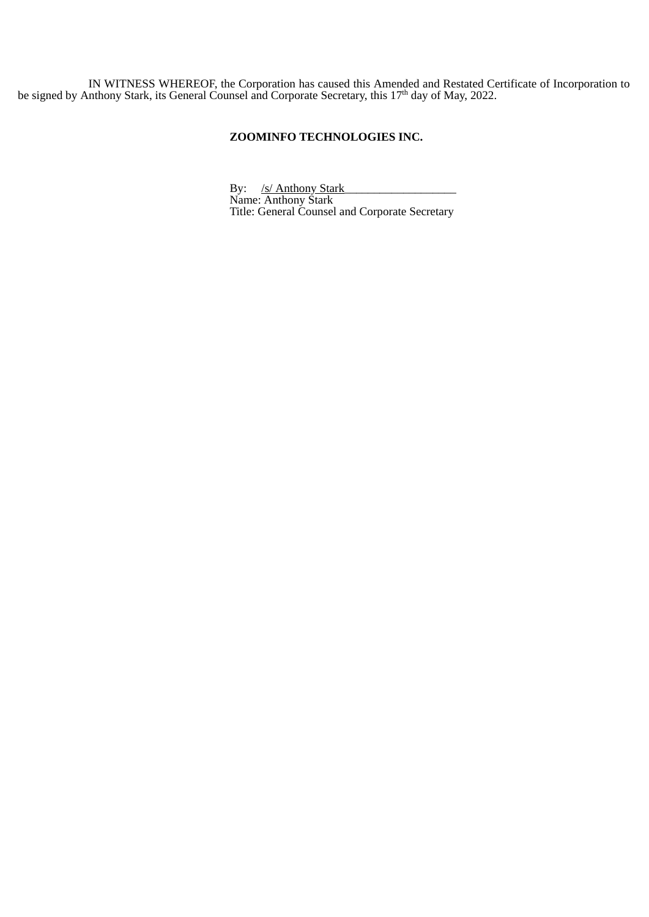IN WITNESS WHEREOF, the Corporation has caused this Amended and Restated Certificate of Incorporation to be signed by Anthony Stark, its General Counsel and Corporate Secretary, this 17th day of May, 2022.

**ZOOMINFO TECHNOLOGIES INC.**

By: /s/ Anthony Stark
Name: Anthony Stark
Title: General Counsel and Corporate Secretary